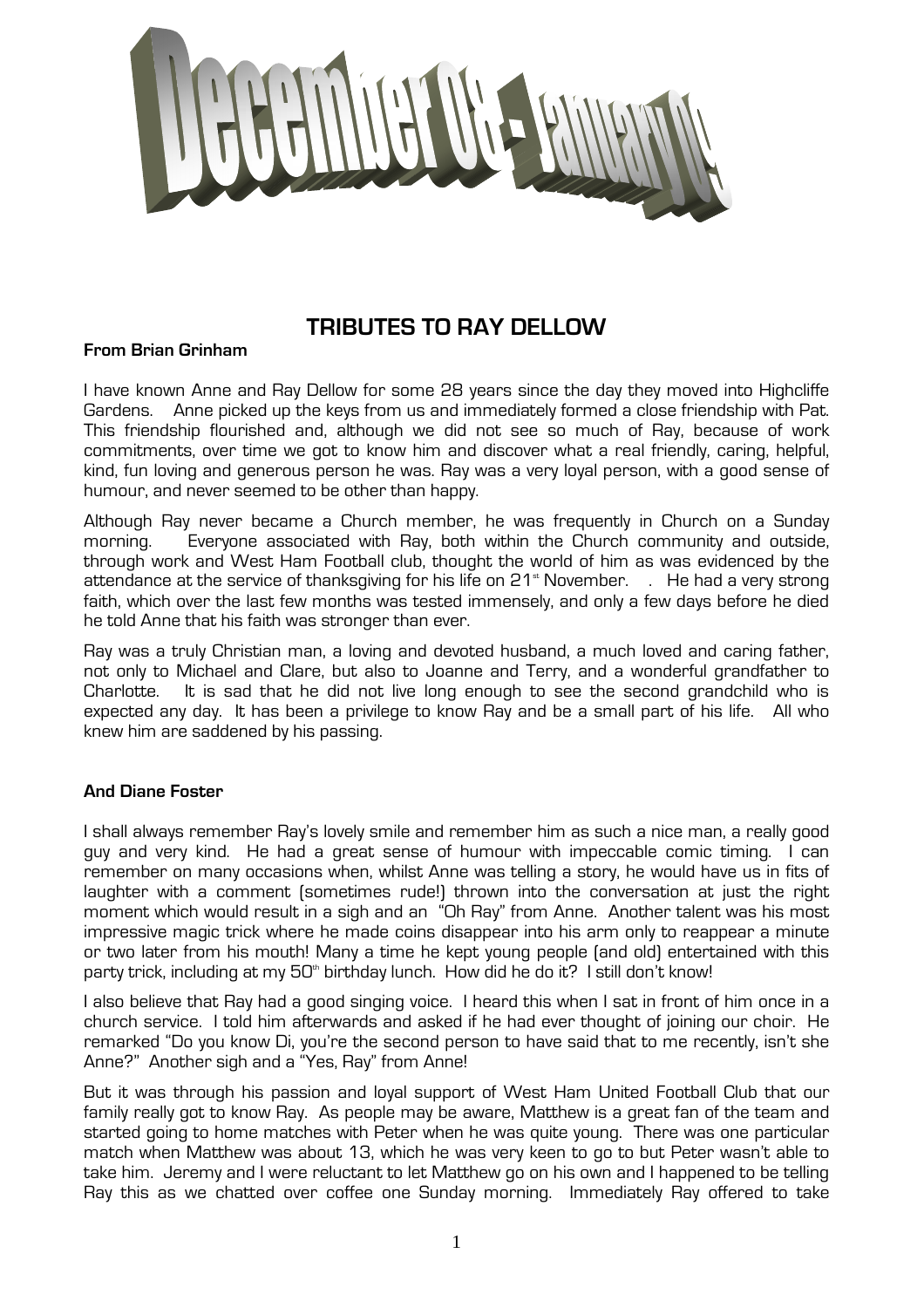# December 08 - January 09

## TRIBUTES TO RAY DELLOW

**From Brian Grinham**

I have known Anne and Ray Dellow for some 28 years since the day they moved into Highcliffe Gardens. Anne picked up the keys from us and immediately formed a close friendship with Pat. This friendship flourished and, although we did not see so much of Ray, because of work commitments, over time we got to know him and discover what a real friendly, caring, helpful, kind, fun loving and generous person he was. Ray was a very loyal person, with a good sense of humour, and never seemed to be other than happy.

Although Ray never became a Church member, he was frequently in Church on a Sunday morning. Everyone associated with Ray, both within the Church community and outside, through work and West Ham Football club, thought the world of him as was evidenced by the attendance at the service of thanksgiving for his life on 21st November. . He had a very strong faith, which over the last few months was tested immensely, and only a few days before he died he told Anne that his faith was stronger than ever.

Ray was a truly Christian man, a loving and devoted husband, a much loved and caring father, not only to Michael and Clare, but also to Joanne and Terry, and a wonderful grandfather to Charlotte. It is sad that he did not live long enough to see the second grandchild who is expected any day. It has been a privilege to know Ray and be a small part of his life. All who knew him are saddened by his passing.

**And Diane Foster**

I shall always remember Ray's lovely smile and remember him as such a nice man, a really good guy and very kind. He had a great sense of humour with impeccable comic timing. I can remember on many occasions when, whilst Anne was telling a story, he would have us in fits of laughter with a comment (sometimes rude!) thrown into the conversation at just the right moment which would result in a sigh and an "Oh Ray" from Anne. Another talent was his most impressive magic trick where he made coins disappear into his arm only to reappear a minute or two later from his mouth! Many a time he kept young people (and old) entertained with this party trick, including at my 50th birthday lunch. How did he do it? I still don't know!

I also believe that Ray had a good singing voice. I heard this when I sat in front of him once in a church service. I told him afterwards and asked if he had ever thought of joining our choir. He remarked "Do you know Di, you're the second person to have said that to me recently, isn't she Anne?" Another sigh and a "Yes, Ray" from Anne!

But it was through his passion and loyal support of West Ham United Football Club that our family really got to know Ray. As people may be aware, Matthew is a great fan of the team and started going to home matches with Peter when he was quite young. There was one particular match when Matthew was about 13, which he was very keen to go to but Peter wasn't able to take him. Jeremy and I were reluctant to let Matthew go on his own and I happened to be telling Ray this as we chatted over coffee one Sunday morning. Immediately Ray offered to take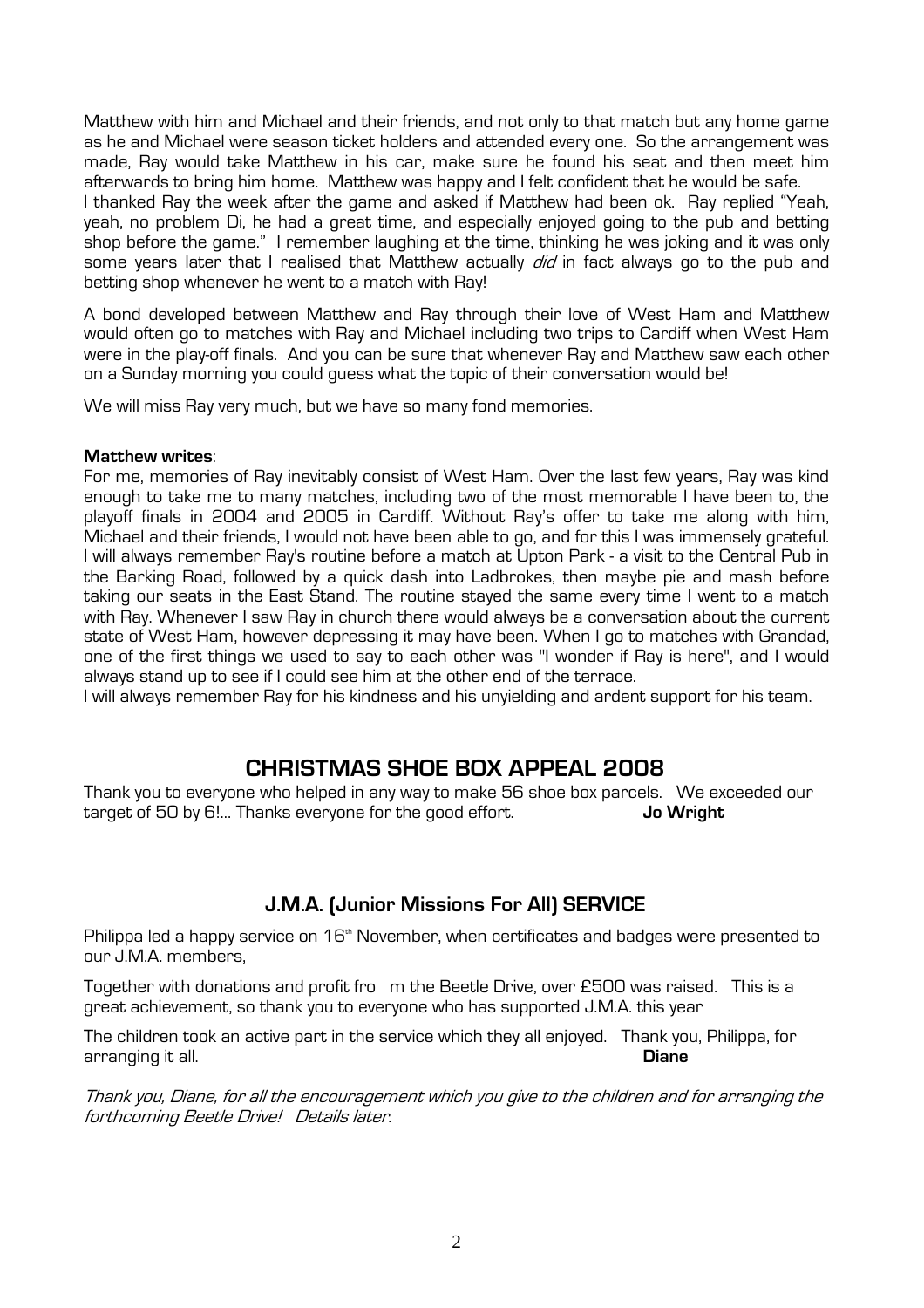Matthew with him and Michael and their friends, and not only to that match but any home game as he and Michael were season ticket holders and attended every one. So the arrangement was made, Ray would take Matthew in his car, make sure he found his seat and then meet him afterwards to bring him home. Matthew was happy and I felt confident that he would be safe.
I thanked Ray the week after the game and asked if Matthew had been ok. Ray replied "Yeah, yeah, no problem Di, he had a great time, and especially enjoyed going to the pub and betting shop before the game." I remember laughing at the time, thinking he was joking and it was only some years later that I realised that Matthew actually *did* in fact always go to the pub and betting shop whenever he went to a match with Ray!

A bond developed between Matthew and Ray through their love of West Ham and Matthew would often go to matches with Ray and Michael including two trips to Cardiff when West Ham were in the play-off finals. And you can be sure that whenever Ray and Matthew saw each other on a Sunday morning you could guess what the topic of their conversation would be!

We will miss Ray very much, but we have so many fond memories.

**Matthew writes**:
For me, memories of Ray inevitably consist of West Ham. Over the last few years, Ray was kind enough to take me to many matches, including two of the most memorable I have been to, the playoff finals in 2004 and 2005 in Cardiff. Without Ray's offer to take me along with him, Michael and their friends, I would not have been able to go, and for this I was immensely grateful. I will always remember Ray's routine before a match at Upton Park - a visit to the Central Pub in the Barking Road, followed by a quick dash into Ladbrokes, then maybe pie and mash before taking our seats in the East Stand. The routine stayed the same every time I went to a match with Ray. Whenever I saw Ray in church there would always be a conversation about the current state of West Ham, however depressing it may have been. When I go to matches with Grandad, one of the first things we used to say to each other was "I wonder if Ray is here", and I would always stand up to see if I could see him at the other end of the terrace.
I will always remember Ray for his kindness and his unyielding and ardent support for his team.

## CHRISTMAS SHOE BOX APPEAL 2008

Thank you to everyone who helped in any way to make 56 shoe box parcels. We exceeded our target of 50 by 6!... Thanks everyone for the good effort. **Jo Wright**

### J.M.A. (Junior Missions For All) SERVICE

Philippa led a happy service on 16th November, when certificates and badges were presented to our J.M.A. members,

Together with donations and profit from the Beetle Drive, over £500 was raised. This is a great achievement, so thank you to everyone who has supported J.M.A. this year

The children took an active part in the service which they all enjoyed. Thank you, Philippa, for arranging it all. **Diane**

*Thank you, Diane, for all the encouragement which you give to the children and for arranging the forthcoming Beetle Drive! Details later.*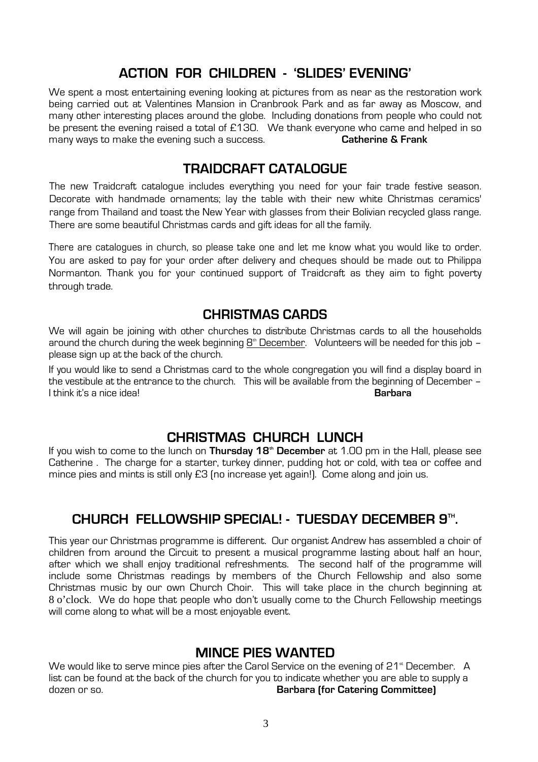## ACTION FOR CHILDREN - 'SLIDES' EVENING'

We spent a most entertaining evening looking at pictures from as near as the restoration work being carried out at Valentines Mansion in Cranbrook Park and as far away as Moscow, and many other interesting places around the globe. Including donations from people who could not be present the evening raised a total of £130. We thank everyone who came and helped in so many ways to make the evening such a success. **Catherine & Frank**

## TRAIDCRAFT CATALOGUE

The new Traidcraft catalogue includes everything you need for your fair trade festive season. Decorate with handmade ornaments; lay the table with their new white Christmas ceramics' range from Thailand and toast the New Year with glasses from their Bolivian recycled glass range. There are some beautiful Christmas cards and gift ideas for all the family.

There are catalogues in church, so please take one and let me know what you would like to order. You are asked to pay for your order after delivery and cheques should be made out to Philippa Normanton. Thank you for your continued support of Traidcraft as they aim to fight poverty through trade.

## CHRISTMAS CARDS

We will again be joining with other churches to distribute Christmas cards to all the households around the church during the week beginning 8th December. Volunteers will be needed for this job – please sign up at the back of the church.

If you would like to send a Christmas card to the whole congregation you will find a display board in the vestibule at the entrance to the church. This will be available from the beginning of December – I think it's a nice idea! **Barbara**

## CHRISTMAS CHURCH LUNCH

If you wish to come to the lunch on **Thursday 18th December** at 1.00 pm in the Hall, please see Catherine . The charge for a starter, turkey dinner, pudding hot or cold, with tea or coffee and mince pies and mints is still only £3 (no increase yet again!). Come along and join us.

## CHURCH FELLOWSHIP SPECIAL! - TUESDAY DECEMBER 9TH.

This year our Christmas programme is different. Our organist Andrew has assembled a choir of children from around the Circuit to present a musical programme lasting about half an hour, after which we shall enjoy traditional refreshments. The second half of the programme will include some Christmas readings by members of the Church Fellowship and also some Christmas music by our own Church Choir. This will take place in the church beginning at 8 o'clock. We do hope that people who don't usually come to the Church Fellowship meetings will come along to what will be a most enjoyable event.

## MINCE PIES WANTED

We would like to serve mince pies after the Carol Service on the evening of 21st December. A list can be found at the back of the church for you to indicate whether you are able to supply a dozen or so. **Barbara (for Catering Committee)**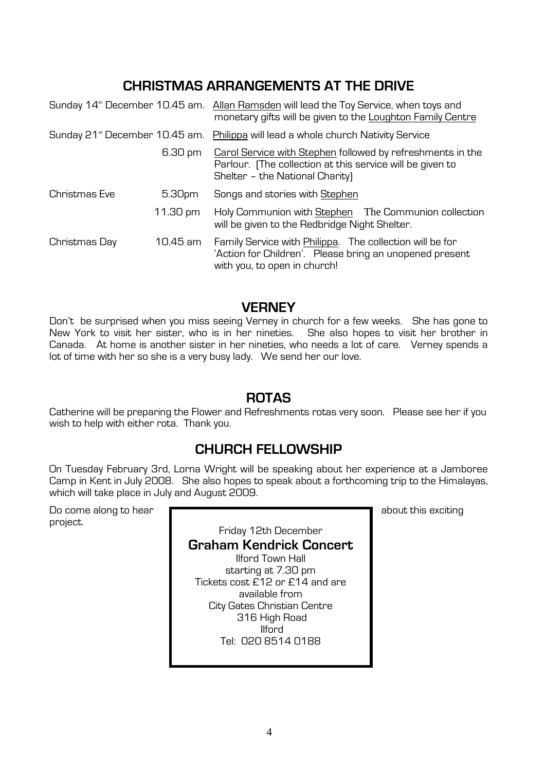## CHRISTMAS ARRANGEMENTS AT THE DRIVE

| | | |
|---|---|---|
| Sunday 14th December | 10.45 am. | Allan Ramsden will lead the Toy Service, when toys and monetary gifts will be given to the Loughton Family Centre |
| Sunday 21st December | 10.45 am. | Philippa will lead a whole church Nativity Service |
| | 6.30 pm | Carol Service with Stephen followed by refreshments in the Parlour. (The collection at this service will be given to Shelter – the National Charity) |
| Christmas Eve | 5.30pm | Songs and stories with Stephen |
| | 11.30 pm | Holy Communion with Stephen The Communion collection will be given to the Redbridge Night Shelter. |
| Christmas Day | 10.45 am | Family Service with Philippa. The collection will be for 'Action for Children'. Please bring an unopened present with you, to open in church! |

## VERNEY

Don't be surprised when you miss seeing Verney in church for a few weeks. She has gone to New York to visit her sister, who is in her nineties. She also hopes to visit her brother in Canada. At home is another sister in her nineties, who needs a lot of care. Verney spends a lot of time with her so she is a very busy lady. We send her our love.

## ROTAS

Catherine will be preparing the Flower and Refreshments rotas very soon. Please see her if you wish to help with either rota. Thank you.

## CHURCH FELLOWSHIP

On Tuesday February 3rd, Lorna Wright will be speaking about her experience at a Jamboree Camp in Kent in July 2008. She also hopes to speak about a forthcoming trip to the Himalayas, which will take place in July and August 2009.

Do come along to hear about this exciting project.

Friday 12th December

**Graham Kendrick Concert**

Ilford Town Hall
starting at 7.30 pm
Tickets cost £12 or £14 and are available from
City Gates Christian Centre
316 High Road
Ilford
Tel: 020 8514 0188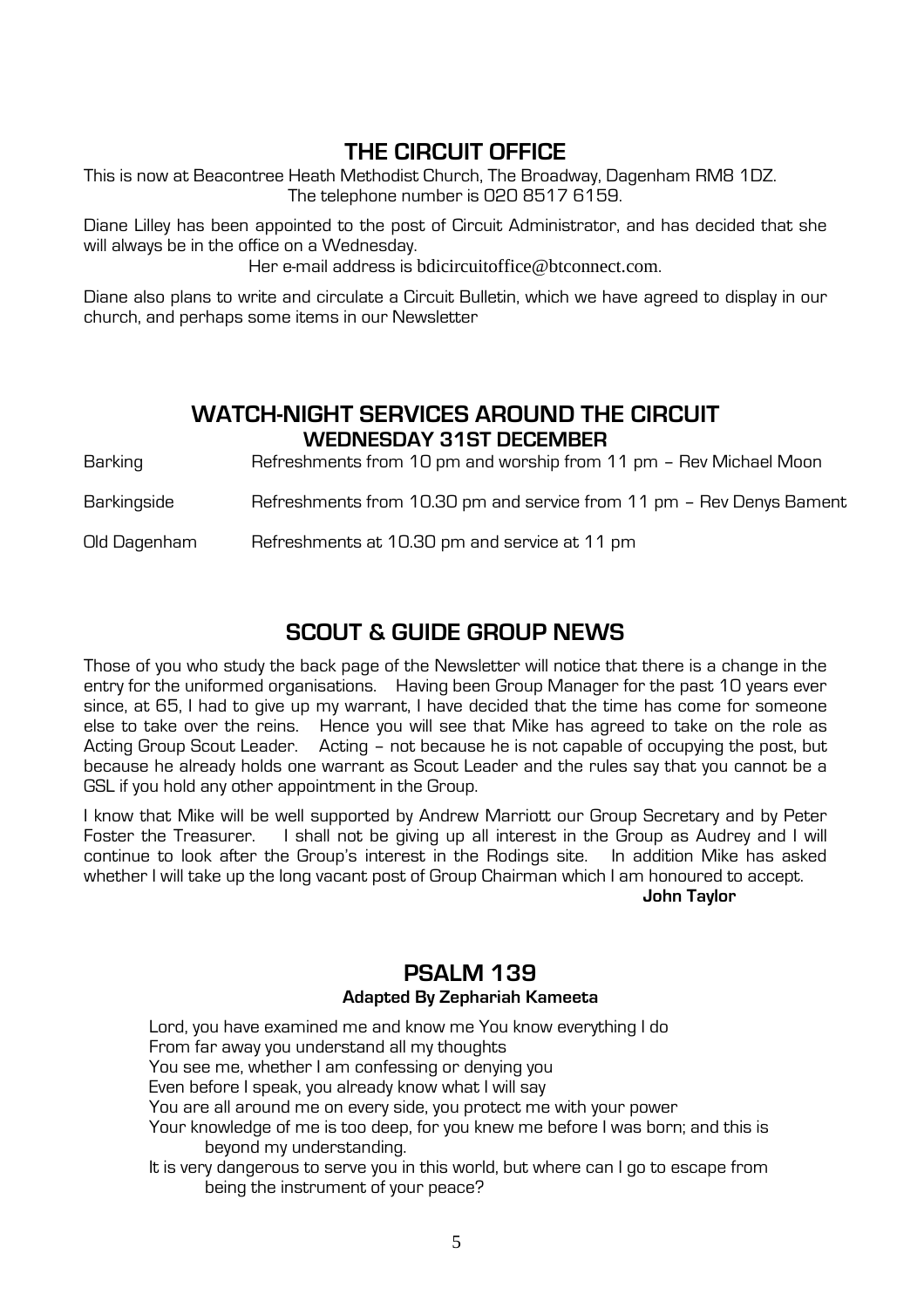## THE CIRCUIT OFFICE

This is now at Beacontree Heath Methodist Church, The Broadway, Dagenham RM8 1DZ.
The telephone number is 020 8517 6159.

Diane Lilley has been appointed to the post of Circuit Administrator, and has decided that she will always be in the office on a Wednesday.

Her e-mail address is bdicircuitoffice@btconnect.com.

Diane also plans to write and circulate a Circuit Bulletin, which we have agreed to display in our church, and perhaps some items in our Newsletter

## WATCH-NIGHT SERVICES AROUND THE CIRCUIT
### WEDNESDAY 31ST DECEMBER

| | |
|---|---|
| Barking | Refreshments from 10 pm and worship from 11 pm – Rev Michael Moon |
| Barkingside | Refreshments from 10.30 pm and service from 11 pm – Rev Denys Bament |
| Old Dagenham | Refreshments at 10.30 pm and service at 11 pm |

## SCOUT & GUIDE GROUP NEWS

Those of you who study the back page of the Newsletter will notice that there is a change in the entry for the uniformed organisations. Having been Group Manager for the past 10 years ever since, at 65, I had to give up my warrant, I have decided that the time has come for someone else to take over the reins. Hence you will see that Mike has agreed to take on the role as Acting Group Scout Leader. Acting – not because he is not capable of occupying the post, but because he already holds one warrant as Scout Leader and the rules say that you cannot be a GSL if you hold any other appointment in the Group.

I know that Mike will be well supported by Andrew Marriott our Group Secretary and by Peter Foster the Treasurer. I shall not be giving up all interest in the Group as Audrey and I will continue to look after the Group's interest in the Rodings site. In addition Mike has asked whether I will take up the long vacant post of Group Chairman which I am honoured to accept.

**John Taylor**

## PSALM 139
**Adapted By Zephariah Kameeta**

Lord, you have examined me and know me You know everything I do
From far away you understand all my thoughts
You see me, whether I am confessing or denying you
Even before I speak, you already know what I will say
You are all around me on every side, you protect me with your power
Your knowledge of me is too deep, for you knew me before I was born; and this is beyond my understanding.
It is very dangerous to serve you in this world, but where can I go to escape from being the instrument of your peace?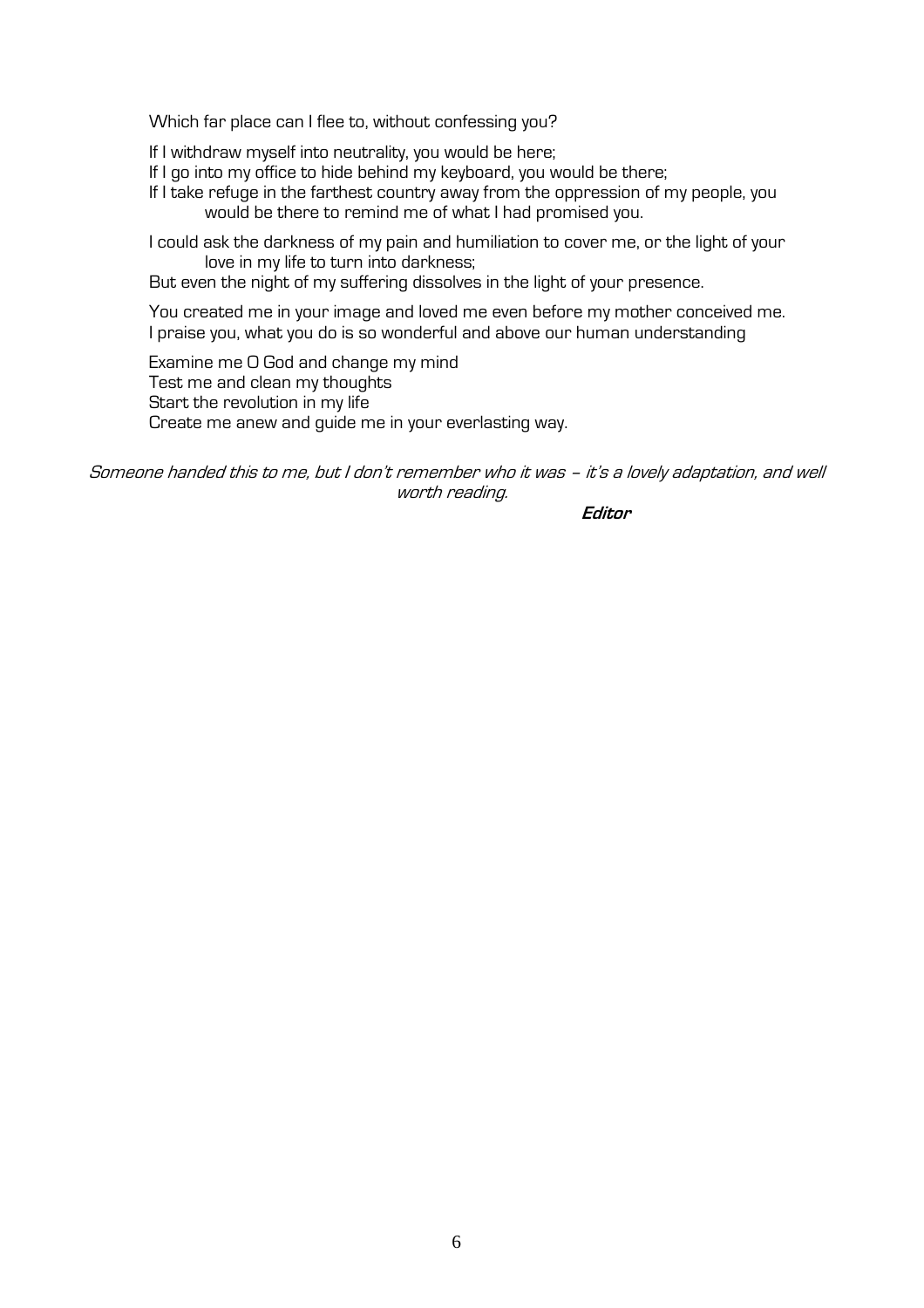Which far place can I flee to, without confessing you?

If I withdraw myself into neutrality, you would be here;  
If I go into my office to hide behind my keyboard, you would be there;  
If I take refuge in the farthest country away from the oppression of my people, you would be there to remind me of what I had promised you.

I could ask the darkness of my pain and humiliation to cover me, or the light of your love in my life to turn into darkness;  
But even the night of my suffering dissolves in the light of your presence.

You created me in your image and loved me even before my mother conceived me.  
I praise you, what you do is so wonderful and above our human understanding

Examine me O God and change my mind  
Test me and clean my thoughts  
Start the revolution in my life  
Create me anew and guide me in your everlasting way.

*Someone handed this to me, but I don't remember who it was – it's a lovely adaptation, and well worth reading.*

***Editor***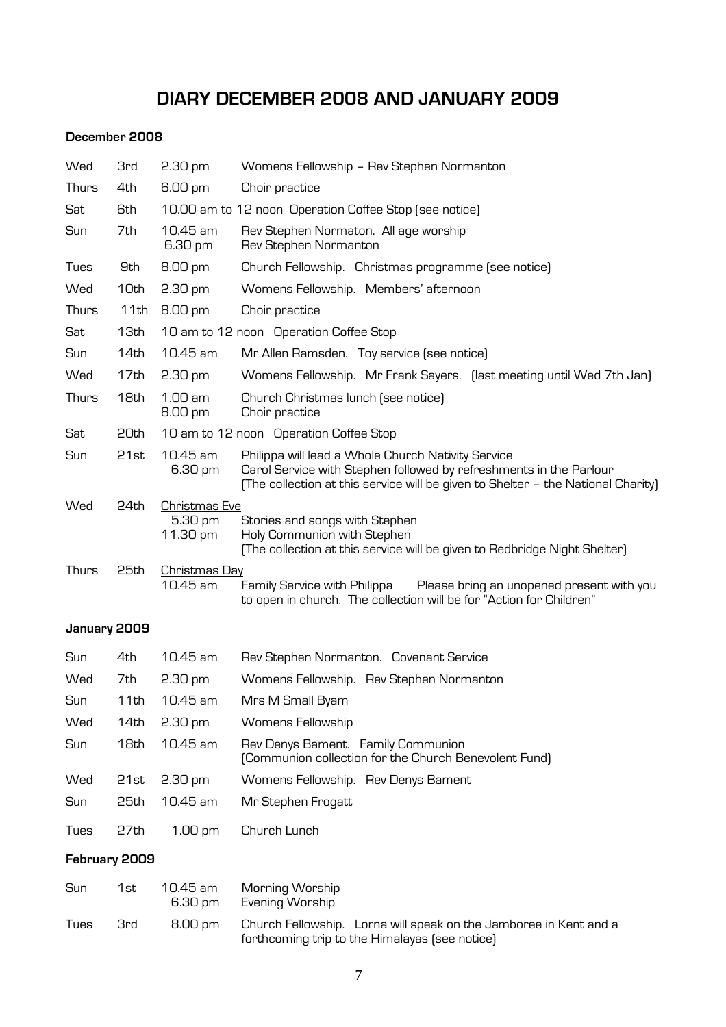# DIARY DECEMBER 2008 AND JANUARY 2009

**December 2008**

| | | | |
|---|---|---|---|
| Wed | 3rd | 2.30 pm | Womens Fellowship – Rev Stephen Normanton |
| Thurs | 4th | 6.00 pm | Choir practice |
| Sat | 6th | 10.00 am to 12 noon Operation Coffee Stop (see notice) | |
| Sun | 7th | 10.45 am<br>6.30 pm | Rev Stephen Normaton. All age worship<br>Rev Stephen Normanton |
| Tues | 9th | 8.00 pm | Church Fellowship. Christmas programme (see notice) |
| Wed | 10th | 2.30 pm | Womens Fellowship. Members' afternoon |
| Thurs | 11th | 8.00 pm | Choir practice |
| Sat | 13th | 10 am to 12 noon Operation Coffee Stop | |
| Sun | 14th | 10.45 am | Mr Allen Ramsden. Toy service (see notice) |
| Wed | 17th | 2.30 pm | Womens Fellowship. Mr Frank Sayers. (last meeting until Wed 7th Jan) |
| Thurs | 18th | 1.00 am<br>8.00 pm | Church Christmas lunch (see notice)<br>Choir practice |
| Sat | 20th | 10 am to 12 noon Operation Coffee Stop | |
| Sun | 21st | 10.45 am<br>6.30 pm | Philippa will lead a Whole Church Nativity Service<br>Carol Service with Stephen followed by refreshments in the Parlour<br>(The collection at this service will be given to Shelter – the National Charity) |
| Wed | 24th | Christmas Eve<br>5.30 pm<br>11.30 pm | <br>Stories and songs with Stephen<br>Holy Communion with Stephen<br>(The collection at this service will be given to Redbridge Night Shelter) |
| Thurs | 25th | Christmas Day<br>10.45 am | <br>Family Service with Philippa Please bring an unopened present with you to open in church. The collection will be for "Action for Children" |

**January 2009**

| | | | |
|---|---|---|---|
| Sun | 4th | 10.45 am | Rev Stephen Normanton. Covenant Service |
| Wed | 7th | 2.30 pm | Womens Fellowship. Rev Stephen Normanton |
| Sun | 11th | 10.45 am | Mrs M Small Byam |
| Wed | 14th | 2.30 pm | Womens Fellowship |
| Sun | 18th | 10.45 am | Rev Denys Bament. Family Communion<br>(Communion collection for the Church Benevolent Fund) |
| Wed | 21st | 2.30 pm | Womens Fellowship. Rev Denys Bament |
| Sun | 25th | 10.45 am | Mr Stephen Frogatt |
| Tues | 27th | 1.00 pm | Church Lunch |

**February 2009**

| | | | |
|---|---|---|---|
| Sun | 1st | 10.45 am<br>6.30 pm | Morning Worship<br>Evening Worship |
| Tues | 3rd | 8.00 pm | Church Fellowship. Lorna will speak on the Jamboree in Kent and a forthcoming trip to the Himalayas (see notice) |